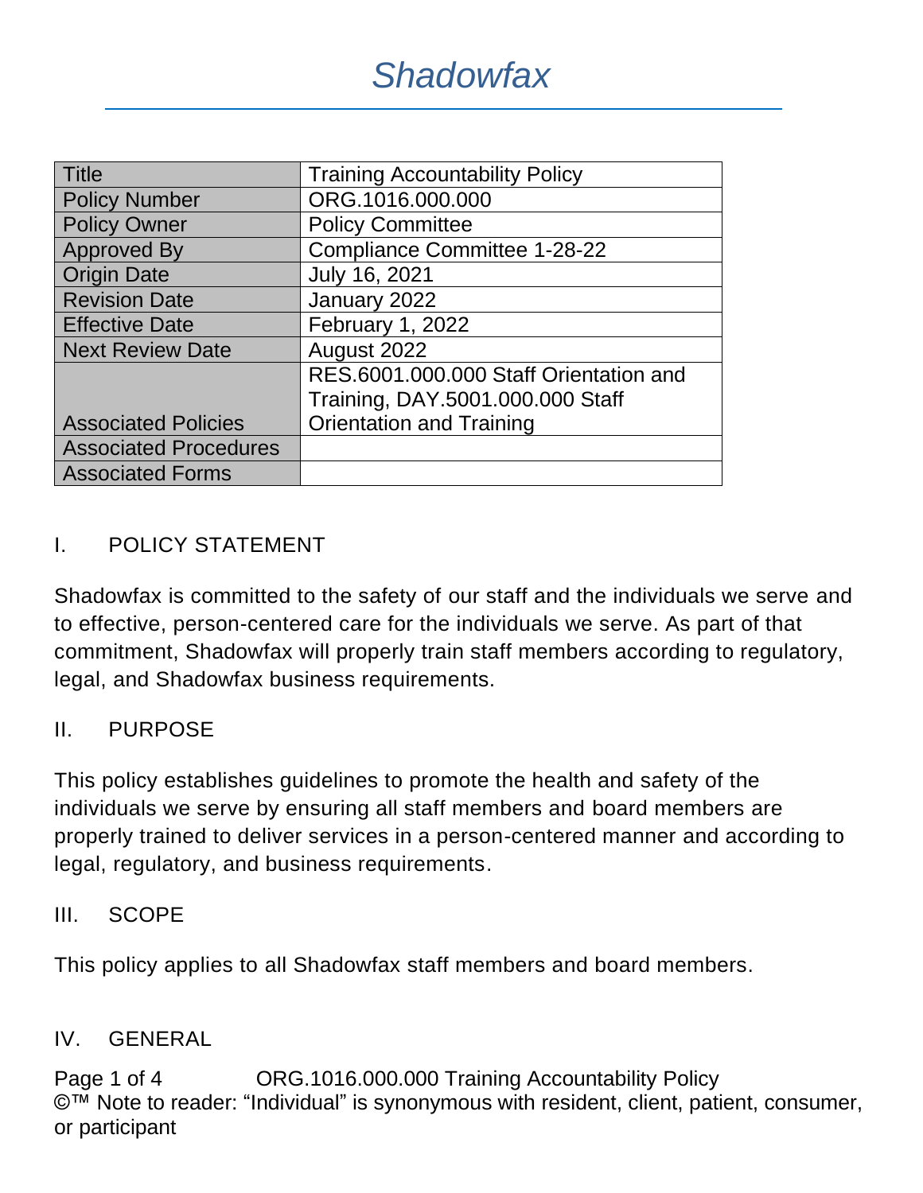# Shadowfax

| Title | Training Accountability Policy |
|---|---|
| Policy Number | ORG.1016.000.000 |
| Policy Owner | Policy Committee |
| Approved By | Compliance Committee 1-28-22 |
| Origin Date | July 16, 2021 |
| Revision Date | January 2022 |
| Effective Date | February 1, 2022 |
| Next Review Date | August 2022 |
| Associated Policies | RES.6001.000.000 Staff Orientation and Training, DAY.5001.000.000 Staff Orientation and Training |
| Associated Procedures | |
| Associated Forms | |

## I. POLICY STATEMENT

Shadowfax is committed to the safety of our staff and the individuals we serve and to effective, person-centered care for the individuals we serve. As part of that commitment, Shadowfax will properly train staff members according to regulatory, legal, and Shadowfax business requirements.

## II. PURPOSE

This policy establishes guidelines to promote the health and safety of the individuals we serve by ensuring all staff members and board members are properly trained to deliver services in a person-centered manner and according to legal, regulatory, and business requirements.

## III. SCOPE

This policy applies to all Shadowfax staff members and board members.

## IV. GENERAL

©™ Note to reader: "Individual" is synonymous with resident, client, patient, consumer, or participant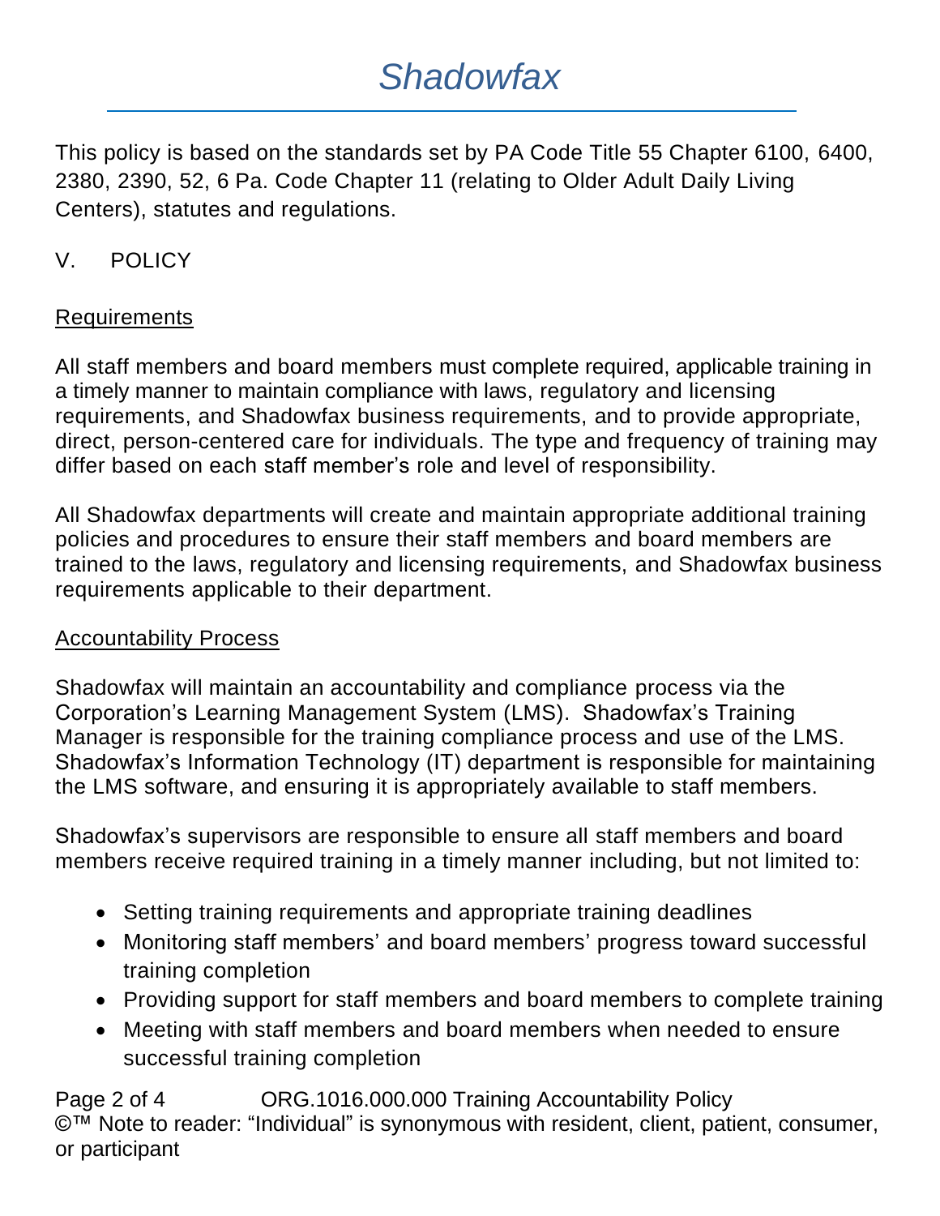This policy is based on the standards set by PA Code Title 55 Chapter 6100, 6400, 2380, 2390, 52, 6 Pa. Code Chapter 11 (relating to Older Adult Daily Living Centers), statutes and regulations.

## V. POLICY

### Requirements

All staff members and board members must complete required, applicable training in a timely manner to maintain compliance with laws, regulatory and licensing requirements, and Shadowfax business requirements, and to provide appropriate, direct, person-centered care for individuals. The type and frequency of training may differ based on each staff member's role and level of responsibility.

All Shadowfax departments will create and maintain appropriate additional training policies and procedures to ensure their staff members and board members are trained to the laws, regulatory and licensing requirements, and Shadowfax business requirements applicable to their department.

### Accountability Process

Shadowfax will maintain an accountability and compliance process via the Corporation's Learning Management System (LMS). Shadowfax's Training Manager is responsible for the training compliance process and use of the LMS. Shadowfax's Information Technology (IT) department is responsible for maintaining the LMS software, and ensuring it is appropriately available to staff members.

Shadowfax's supervisors are responsible to ensure all staff members and board members receive required training in a timely manner including, but not limited to:

- Setting training requirements and appropriate training deadlines
- Monitoring staff members' and board members' progress toward successful training completion
- Providing support for staff members and board members to complete training
- Meeting with staff members and board members when needed to ensure successful training completion

©™ Note to reader: "Individual" is synonymous with resident, client, patient, consumer, or participant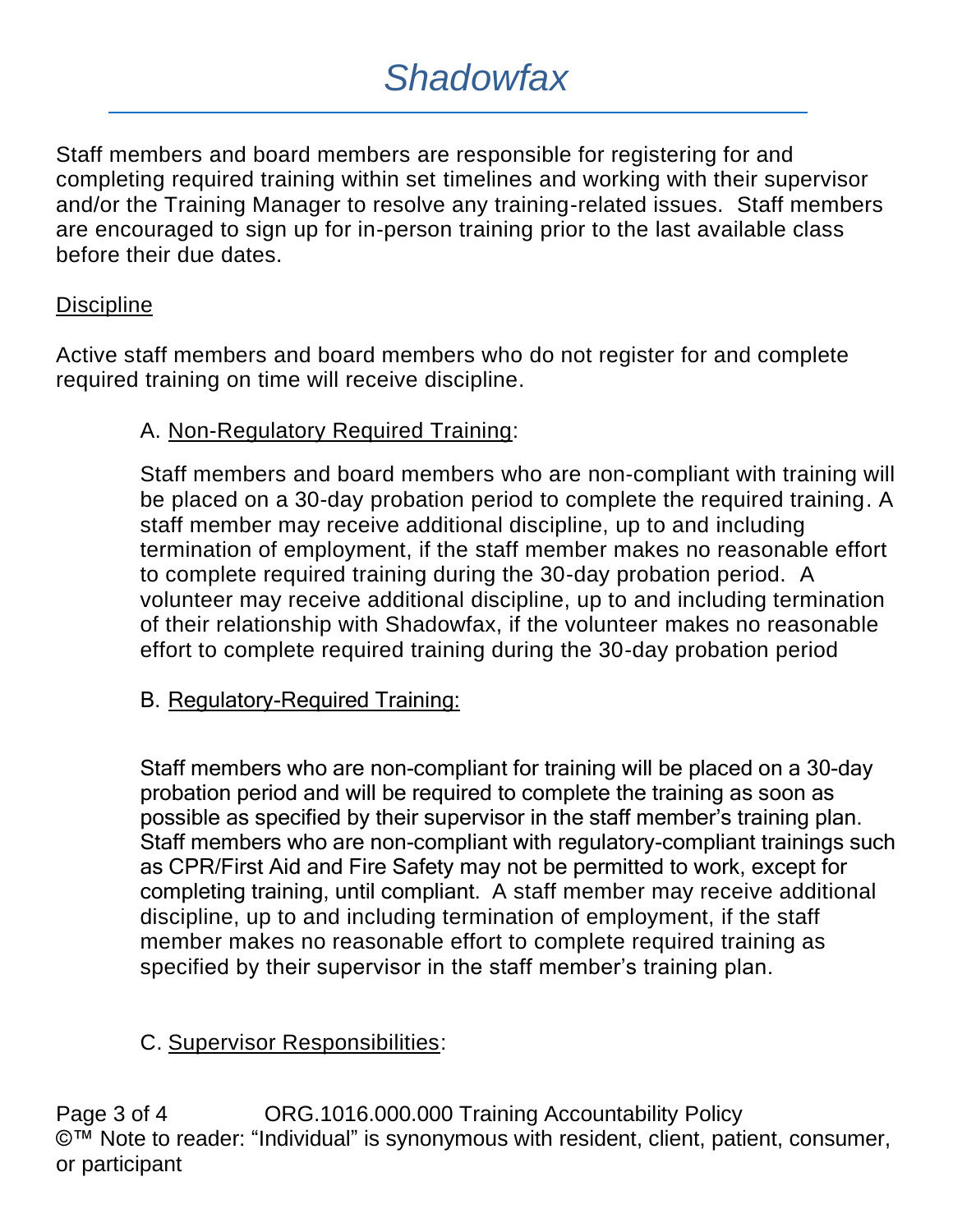Staff members and board members are responsible for registering for and completing required training within set timelines and working with their supervisor and/or the Training Manager to resolve any training-related issues. Staff members are encouraged to sign up for in-person training prior to the last available class before their due dates.

## Discipline

Active staff members and board members who do not register for and complete required training on time will receive discipline.

A. Non-Regulatory Required Training:

Staff members and board members who are non-compliant with training will be placed on a 30-day probation period to complete the required training. A staff member may receive additional discipline, up to and including termination of employment, if the staff member makes no reasonable effort to complete required training during the 30-day probation period. A volunteer may receive additional discipline, up to and including termination of their relationship with Shadowfax, if the volunteer makes no reasonable effort to complete required training during the 30-day probation period

B. Regulatory-Required Training:

Staff members who are non-compliant for training will be placed on a 30-day probation period and will be required to complete the training as soon as possible as specified by their supervisor in the staff member's training plan. Staff members who are non-compliant with regulatory-compliant trainings such as CPR/First Aid and Fire Safety may not be permitted to work, except for completing training, until compliant. A staff member may receive additional discipline, up to and including termination of employment, if the staff member makes no reasonable effort to complete required training as specified by their supervisor in the staff member's training plan.

C. Supervisor Responsibilities: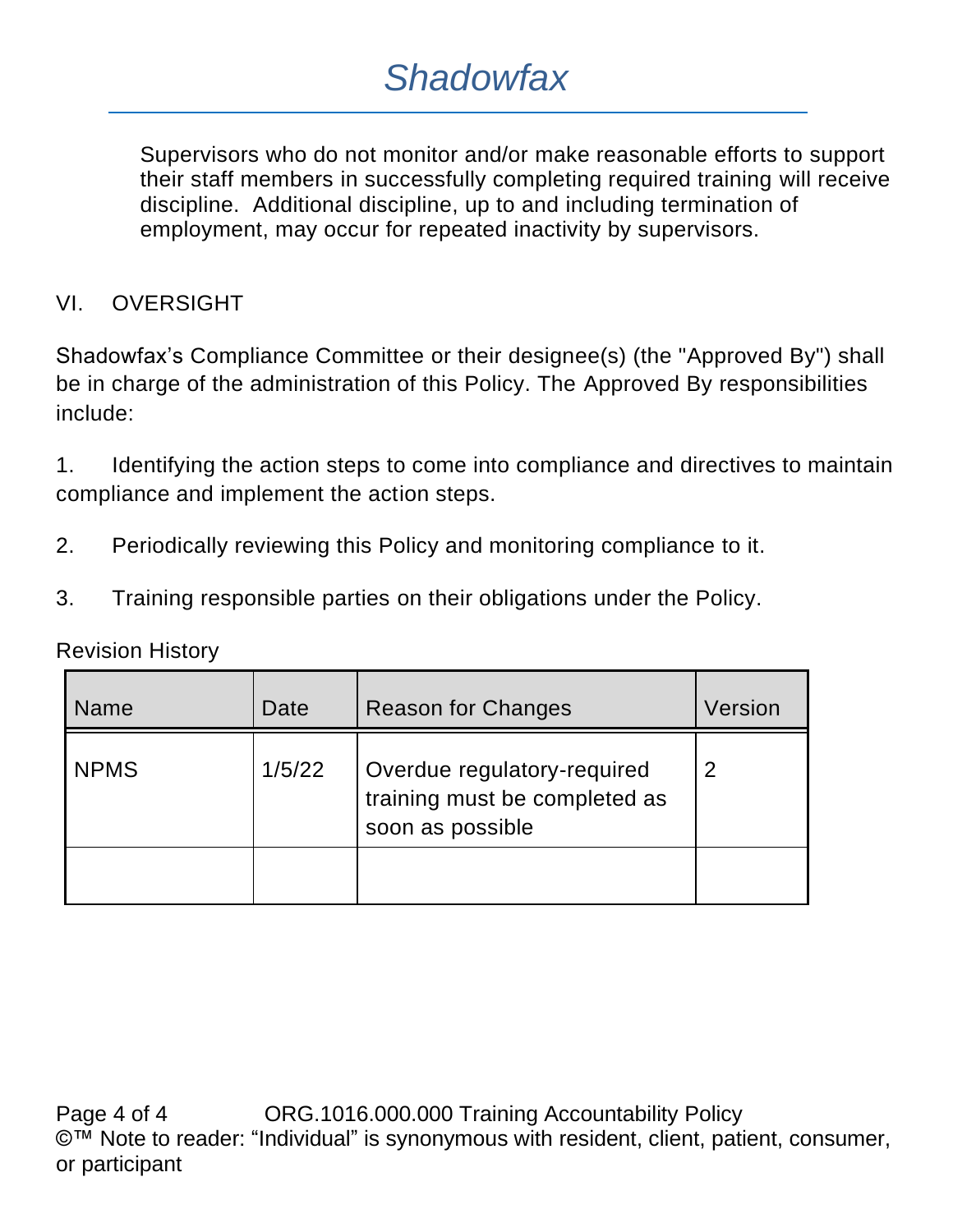Supervisors who do not monitor and/or make reasonable efforts to support their staff members in successfully completing required training will receive discipline. Additional discipline, up to and including termination of employment, may occur for repeated inactivity by supervisors.

## VI. OVERSIGHT

Shadowfax's Compliance Committee or their designee(s) (the "Approved By") shall be in charge of the administration of this Policy. The Approved By responsibilities include:

1. Identifying the action steps to come into compliance and directives to maintain compliance and implement the action steps.

2. Periodically reviewing this Policy and monitoring compliance to it.

3. Training responsible parties on their obligations under the Policy.

Revision History

| Name | Date | Reason for Changes | Version |
| --- | --- | --- | --- |
| NPMS | 1/5/22 | Overdue regulatory-required training must be completed as soon as possible | 2 |
| | | | |

©™ Note to reader: "Individual" is synonymous with resident, client, patient, consumer, or participant